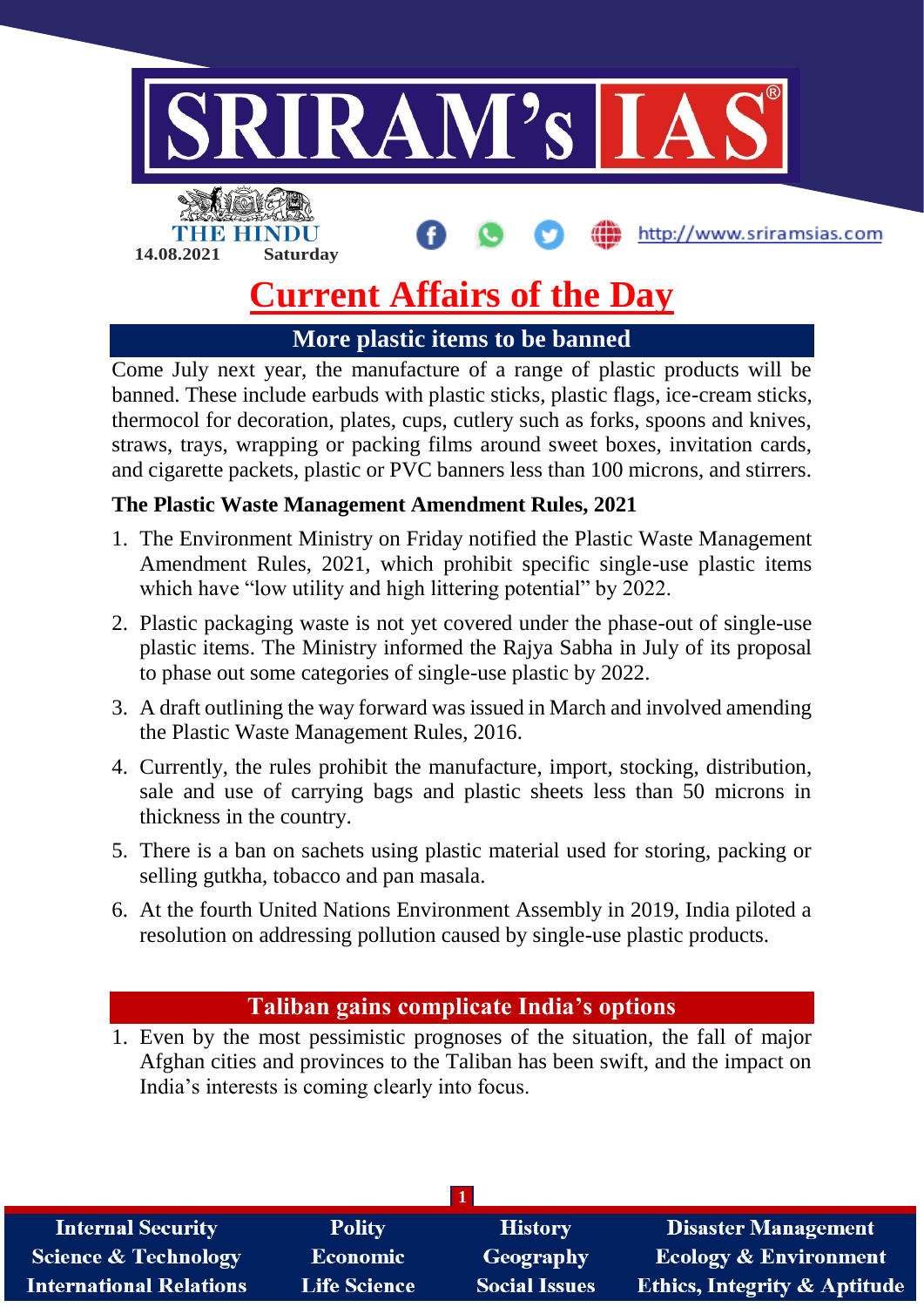14.08.2021 Saturday

# Current Affairs of the Day

## More plastic items to be banned

Come July next year, the manufacture of a range of plastic products will be banned. These include earbuds with plastic sticks, plastic flags, ice-cream sticks, thermocol for decoration, plates, cups, cutlery such as forks, spoons and knives, straws, trays, wrapping or packing films around sweet boxes, invitation cards, and cigarette packets, plastic or PVC banners less than 100 microns, and stirrers.

### The Plastic Waste Management Amendment Rules, 2021

1. The Environment Ministry on Friday notified the Plastic Waste Management Amendment Rules, 2021, which prohibit specific single-use plastic items which have "low utility and high littering potential" by 2022.
2. Plastic packaging waste is not yet covered under the phase-out of single-use plastic items. The Ministry informed the Rajya Sabha in July of its proposal to phase out some categories of single-use plastic by 2022.
3. A draft outlining the way forward was issued in March and involved amending the Plastic Waste Management Rules, 2016.
4. Currently, the rules prohibit the manufacture, import, stocking, distribution, sale and use of carrying bags and plastic sheets less than 50 microns in thickness in the country.
5. There is a ban on sachets using plastic material used for storing, packing or selling gutkha, tobacco and pan masala.
6. At the fourth United Nations Environment Assembly in 2019, India piloted a resolution on addressing pollution caused by single-use plastic products.

## Taliban gains complicate India's options

1. Even by the most pessimistic prognoses of the situation, the fall of major Afghan cities and provinces to the Taliban has been swift, and the impact on India's interests is coming clearly into focus.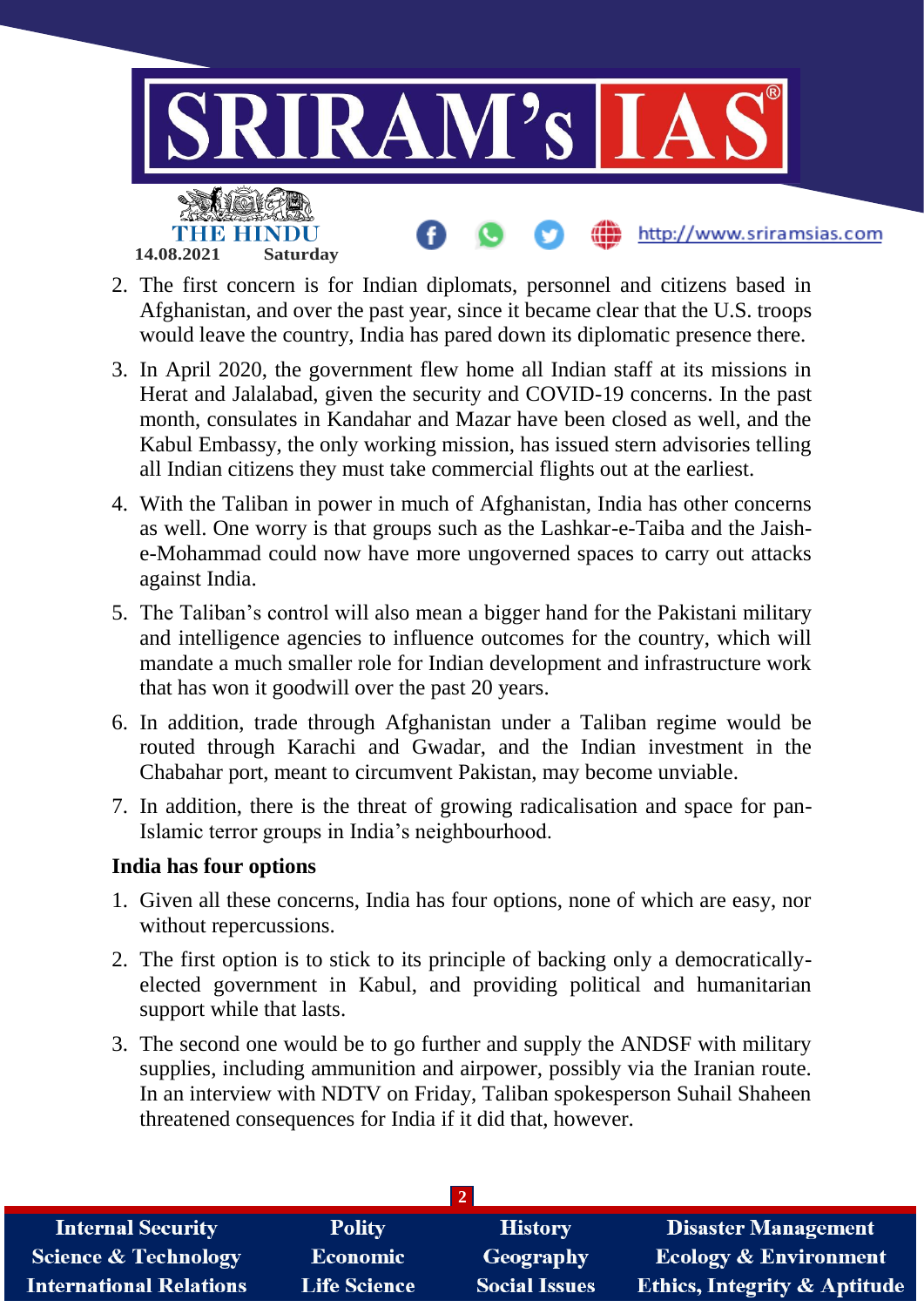2. The first concern is for Indian diplomats, personnel and citizens based in Afghanistan, and over the past year, since it became clear that the U.S. troops would leave the country, India has pared down its diplomatic presence there.
3. In April 2020, the government flew home all Indian staff at its missions in Herat and Jalalabad, given the security and COVID-19 concerns. In the past month, consulates in Kandahar and Mazar have been closed as well, and the Kabul Embassy, the only working mission, has issued stern advisories telling all Indian citizens they must take commercial flights out at the earliest.
4. With the Taliban in power in much of Afghanistan, India has other concerns as well. One worry is that groups such as the Lashkar-e-Taiba and the Jaish-e-Mohammad could now have more ungoverned spaces to carry out attacks against India.
5. The Taliban's control will also mean a bigger hand for the Pakistani military and intelligence agencies to influence outcomes for the country, which will mandate a much smaller role for Indian development and infrastructure work that has won it goodwill over the past 20 years.
6. In addition, trade through Afghanistan under a Taliban regime would be routed through Karachi and Gwadar, and the Indian investment in the Chabahar port, meant to circumvent Pakistan, may become unviable.
7. In addition, there is the threat of growing radicalisation and space for pan-Islamic terror groups in India's neighbourhood.

**India has four options**

1. Given all these concerns, India has four options, none of which are easy, nor without repercussions.
2. The first option is to stick to its principle of backing only a democratically-elected government in Kabul, and providing political and humanitarian support while that lasts.
3. The second one would be to go further and supply the ANDSF with military supplies, including ammunition and airpower, possibly via the Iranian route. In an interview with NDTV on Friday, Taliban spokesperson Suhail Shaheen threatened consequences for India if it did that, however.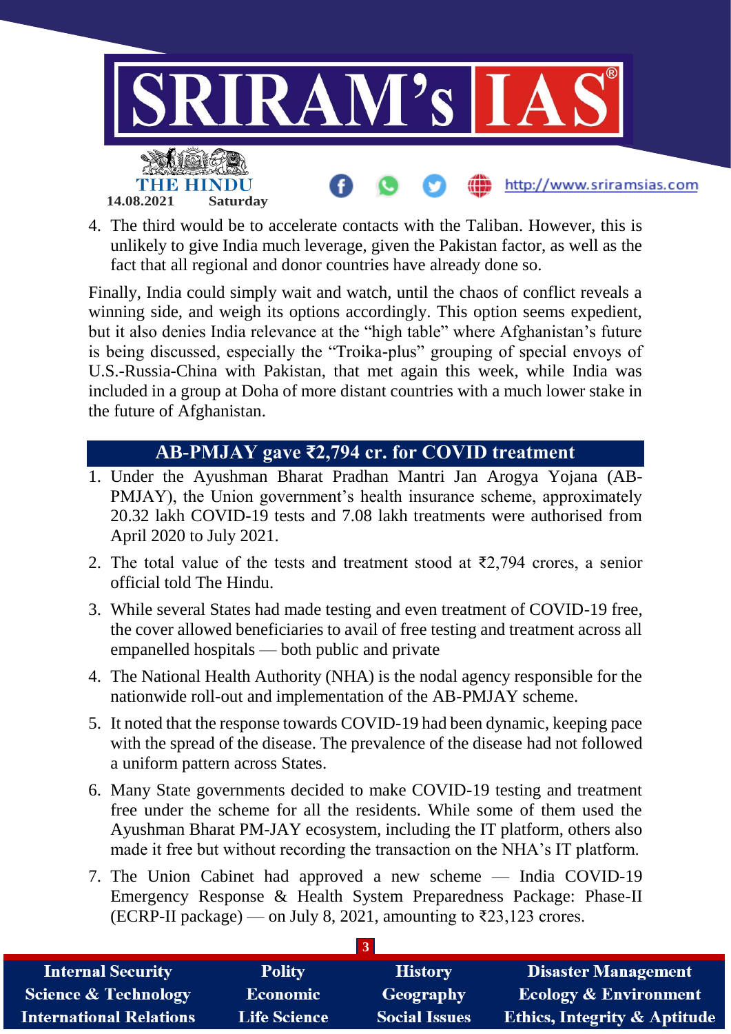4. The third would be to accelerate contacts with the Taliban. However, this is unlikely to give India much leverage, given the Pakistan factor, as well as the fact that all regional and donor countries have already done so.

Finally, India could simply wait and watch, until the chaos of conflict reveals a winning side, and weigh its options accordingly. This option seems expedient, but it also denies India relevance at the "high table" where Afghanistan's future is being discussed, especially the "Troika-plus" grouping of special envoys of U.S.-Russia-China with Pakistan, that met again this week, while India was included in a group at Doha of more distant countries with a much lower stake in the future of Afghanistan.

## AB-PMJAY gave ₹2,794 cr. for COVID treatment

1. Under the Ayushman Bharat Pradhan Mantri Jan Arogya Yojana (AB-PMJAY), the Union government's health insurance scheme, approximately 20.32 lakh COVID-19 tests and 7.08 lakh treatments were authorised from April 2020 to July 2021.
2. The total value of the tests and treatment stood at ₹2,794 crores, a senior official told The Hindu.
3. While several States had made testing and even treatment of COVID-19 free, the cover allowed beneficiaries to avail of free testing and treatment across all empanelled hospitals — both public and private
4. The National Health Authority (NHA) is the nodal agency responsible for the nationwide roll-out and implementation of the AB-PMJAY scheme.
5. It noted that the response towards COVID-19 had been dynamic, keeping pace with the spread of the disease. The prevalence of the disease had not followed a uniform pattern across States.
6. Many State governments decided to make COVID-19 testing and treatment free under the scheme for all the residents. While some of them used the Ayushman Bharat PM-JAY ecosystem, including the IT platform, others also made it free but without recording the transaction on the NHA's IT platform.
7. The Union Cabinet had approved a new scheme — India COVID-19 Emergency Response & Health System Preparedness Package: Phase-II (ECRP-II package) — on July 8, 2021, amounting to ₹23,123 crores.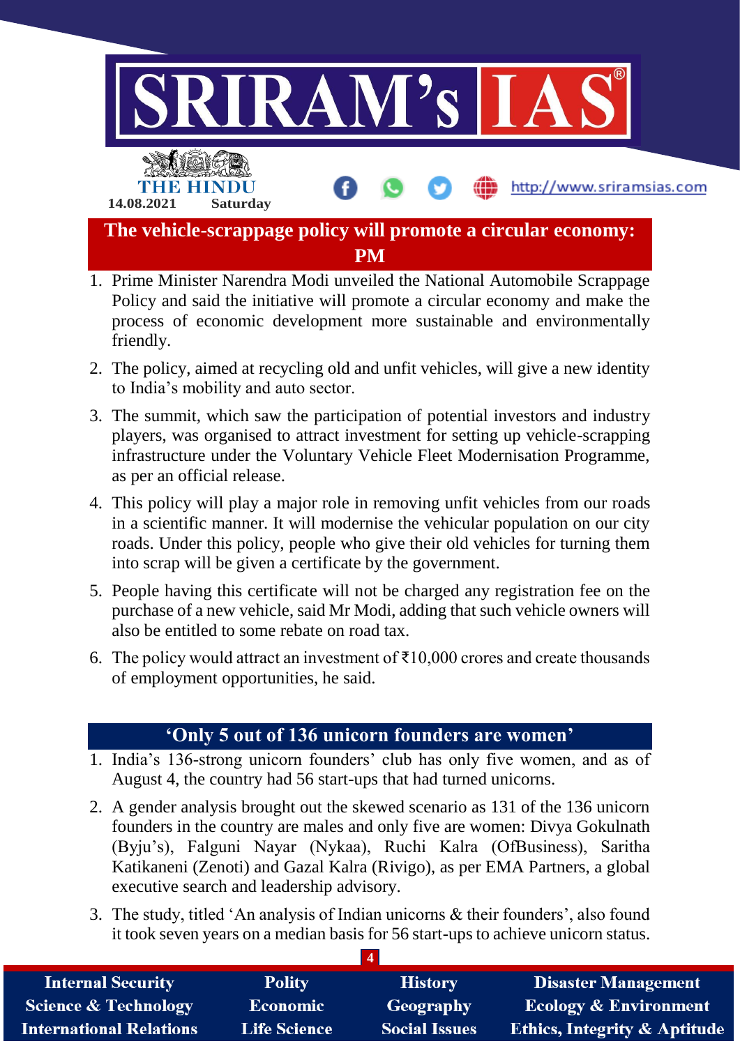## The vehicle-scrappage policy will promote a circular economy: PM

1. Prime Minister Narendra Modi unveiled the National Automobile Scrappage Policy and said the initiative will promote a circular economy and make the process of economic development more sustainable and environmentally friendly.
2. The policy, aimed at recycling old and unfit vehicles, will give a new identity to India's mobility and auto sector.
3. The summit, which saw the participation of potential investors and industry players, was organised to attract investment for setting up vehicle-scrapping infrastructure under the Voluntary Vehicle Fleet Modernisation Programme, as per an official release.
4. This policy will play a major role in removing unfit vehicles from our roads in a scientific manner. It will modernise the vehicular population on our city roads. Under this policy, people who give their old vehicles for turning them into scrap will be given a certificate by the government.
5. People having this certificate will not be charged any registration fee on the purchase of a new vehicle, said Mr Modi, adding that such vehicle owners will also be entitled to some rebate on road tax.
6. The policy would attract an investment of ₹10,000 crores and create thousands of employment opportunities, he said.

## 'Only 5 out of 136 unicorn founders are women'

1. India's 136-strong unicorn founders' club has only five women, and as of August 4, the country had 56 start-ups that had turned unicorns.
2. A gender analysis brought out the skewed scenario as 131 of the 136 unicorn founders in the country are males and only five are women: Divya Gokulnath (Byju's), Falguni Nayar (Nykaa), Ruchi Kalra (OfBusiness), Saritha Katikaneni (Zenoti) and Gazal Kalra (Rivigo), as per EMA Partners, a global executive search and leadership advisory.
3. The study, titled 'An analysis of Indian unicorns & their founders', also found it took seven years on a median basis for 56 start-ups to achieve unicorn status.